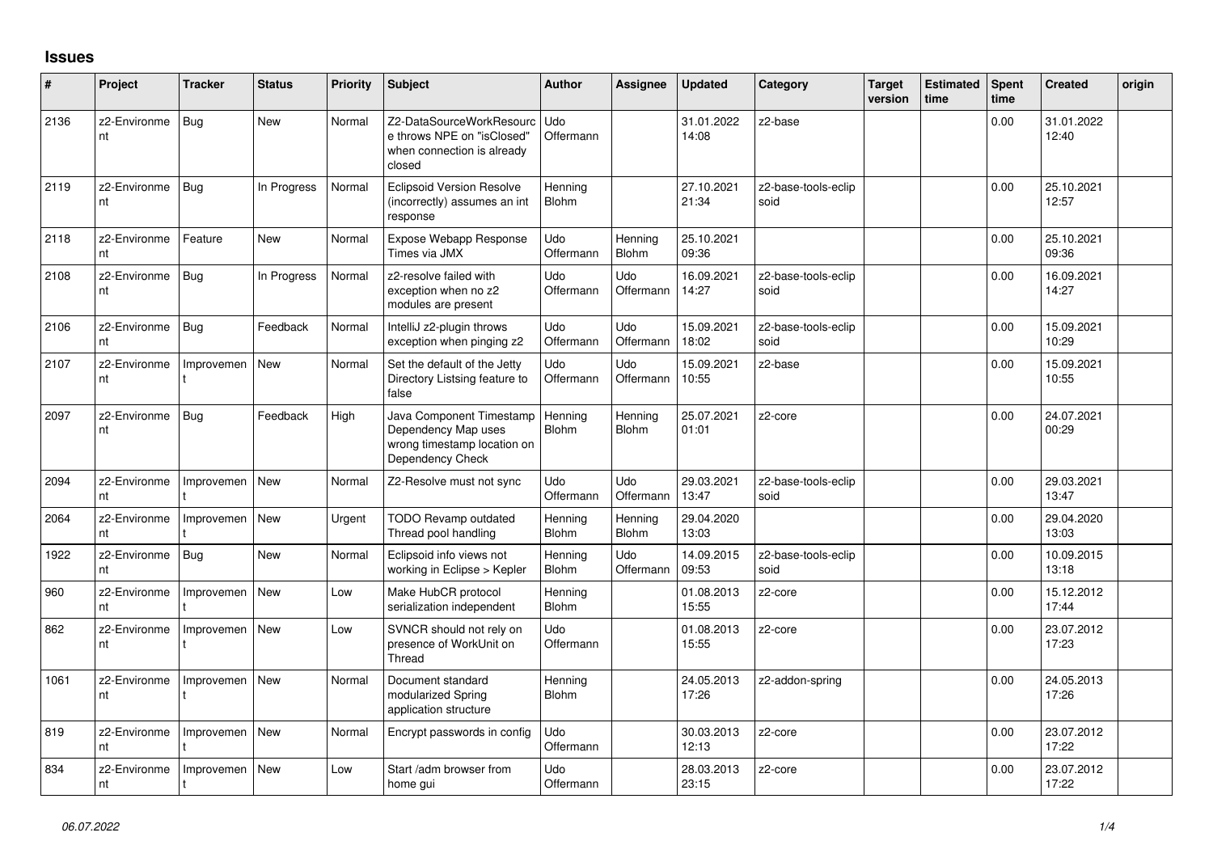# Issues

| # | Project | Tracker | Status | Priority | Subject | Author | Assignee | Updated | Category | Target version | Estimated time | Spent time | Created | origin |
|---|---|---|---|---|---|---|---|---|---|---|---|---|---|---|
| 2136 | z2-Environment | Bug | New | Normal | Z2-DataSourceWorkResource throws NPE on "isClosed" when connection is already closed | Udo Offermann | | 31.01.2022 14:08 | z2-base | | | 0.00 | 31.01.2022 12:40 | |
| 2119 | z2-Environment | Bug | In Progress | Normal | Eclipsoid Version Resolve (incorrectly) assumes an int response | Henning Blohm | | 27.10.2021 21:34 | z2-base-tools-eclipsoid | | | 0.00 | 25.10.2021 12:57 | |
| 2118 | z2-Environment | Feature | New | Normal | Expose Webapp Response Times via JMX | Udo Offermann | Henning Blohm | 25.10.2021 09:36 | | | | 0.00 | 25.10.2021 09:36 | |
| 2108 | z2-Environment | Bug | In Progress | Normal | z2-resolve failed with exception when no z2 modules are present | Udo Offermann | Udo Offermann | 16.09.2021 14:27 | z2-base-tools-eclipsoid | | | 0.00 | 16.09.2021 14:27 | |
| 2106 | z2-Environment | Bug | Feedback | Normal | IntelliJ z2-plugin throws exception when pinging z2 | Udo Offermann | Udo Offermann | 15.09.2021 18:02 | z2-base-tools-eclipsoid | | | 0.00 | 15.09.2021 10:29 | |
| 2107 | z2-Environment | Improvement | New | Normal | Set the default of the Jetty Directory Listsing feature to false | Udo Offermann | Udo Offermann | 15.09.2021 10:55 | z2-base | | | 0.00 | 15.09.2021 10:55 | |
| 2097 | z2-Environment | Bug | Feedback | High | Java Component Timestamp Dependency Map uses wrong timestamp location on Dependency Check | Henning Blohm | Henning Blohm | 25.07.2021 01:01 | z2-core | | | 0.00 | 24.07.2021 00:29 | |
| 2094 | z2-Environment | Improvement | New | Normal | Z2-Resolve must not sync | Udo Offermann | Udo Offermann | 29.03.2021 13:47 | z2-base-tools-eclipsoid | | | 0.00 | 29.03.2021 13:47 | |
| 2064 | z2-Environment | Improvement | New | Urgent | TODO Revamp outdated Thread pool handling | Henning Blohm | Henning Blohm | 29.04.2020 13:03 | | | | 0.00 | 29.04.2020 13:03 | |
| 1922 | z2-Environment | Bug | New | Normal | Eclipsoid info views not working in Eclipse > Kepler | Henning Blohm | Udo Offermann | 14.09.2015 09:53 | z2-base-tools-eclipsoid | | | 0.00 | 10.09.2015 13:18 | |
| 960 | z2-Environment | Improvement | New | Low | Make HubCR protocol serialization independent | Henning Blohm | | 01.08.2013 15:55 | z2-core | | | 0.00 | 15.12.2012 17:44 | |
| 862 | z2-Environment | Improvement | New | Low | SVNCR should not rely on presence of WorkUnit on Thread | Udo Offermann | | 01.08.2013 15:55 | z2-core | | | 0.00 | 23.07.2012 17:23 | |
| 1061 | z2-Environment | Improvement | New | Normal | Document standard modularized Spring application structure | Henning Blohm | | 24.05.2013 17:26 | z2-addon-spring | | | 0.00 | 24.05.2013 17:26 | |
| 819 | z2-Environment | Improvement | New | Normal | Encrypt passwords in config | Udo Offermann | | 30.03.2013 12:13 | z2-core | | | 0.00 | 23.07.2012 17:22 | |
| 834 | z2-Environment | Improvement | New | Low | Start /adm browser from home gui | Udo Offermann | | 28.03.2013 23:15 | z2-core | | | 0.00 | 23.07.2012 17:22 | |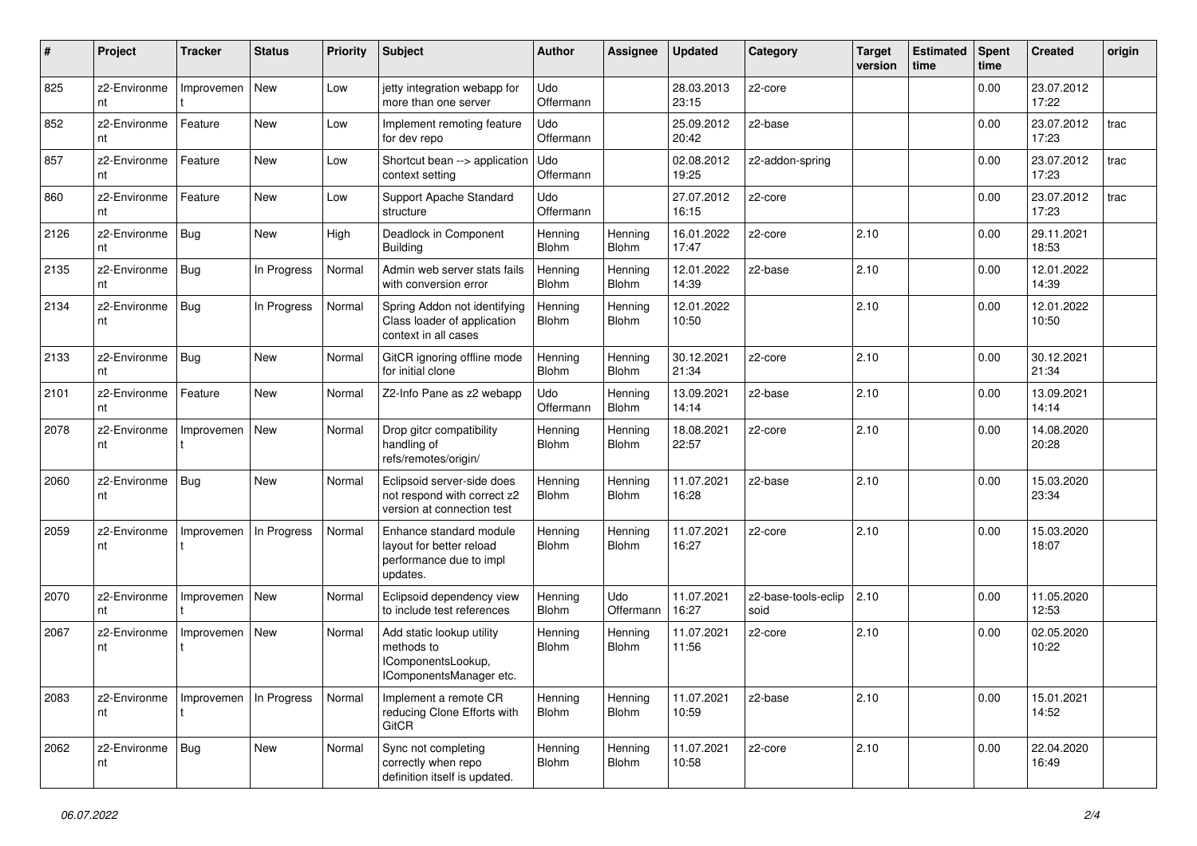| # | Project | Tracker | Status | Priority | Subject | Author | Assignee | Updated | Category | Target version | Estimated time | Spent time | Created | origin |
|---|---|---|---|---|---|---|---|---|---|---|---|---|---|---|
| 825 | z2-Environment | Improvement | New | Low | jetty integration webapp for more than one server | Udo Offermann | | 28.03.2013 23:15 | z2-core | | | 0.00 | 23.07.2012 17:22 | |
| 852 | z2-Environment | Feature | New | Low | Implement remoting feature for dev repo | Udo Offermann | | 25.09.2012 20:42 | z2-base | | | 0.00 | 23.07.2012 17:23 | trac |
| 857 | z2-Environment | Feature | New | Low | Shortcut bean --> application context setting | Udo Offermann | | 02.08.2012 19:25 | z2-addon-spring | | | 0.00 | 23.07.2012 17:23 | trac |
| 860 | z2-Environment | Feature | New | Low | Support Apache Standard structure | Udo Offermann | | 27.07.2012 16:15 | z2-core | | | 0.00 | 23.07.2012 17:23 | trac |
| 2126 | z2-Environment | Bug | New | High | Deadlock in Component Building | Henning Blohm | Henning Blohm | 16.01.2022 17:47 | z2-core | 2.10 | | 0.00 | 29.11.2021 18:53 | |
| 2135 | z2-Environment | Bug | In Progress | Normal | Admin web server stats fails with conversion error | Henning Blohm | Henning Blohm | 12.01.2022 14:39 | z2-base | 2.10 | | 0.00 | 12.01.2022 14:39 | |
| 2134 | z2-Environment | Bug | In Progress | Normal | Spring Addon not identifying Class loader of application context in all cases | Henning Blohm | Henning Blohm | 12.01.2022 10:50 | | 2.10 | | 0.00 | 12.01.2022 10:50 | |
| 2133 | z2-Environment | Bug | New | Normal | GitCR ignoring offline mode for initial clone | Henning Blohm | Henning Blohm | 30.12.2021 21:34 | z2-core | 2.10 | | 0.00 | 30.12.2021 21:34 | |
| 2101 | z2-Environment | Feature | New | Normal | Z2-Info Pane as z2 webapp | Udo Offermann | Henning Blohm | 13.09.2021 14:14 | z2-base | 2.10 | | 0.00 | 13.09.2021 14:14 | |
| 2078 | z2-Environment | Improvement | New | Normal | Drop gitcr compatibility handling of refs/remotes/origin/ | Henning Blohm | Henning Blohm | 18.08.2021 22:57 | z2-core | 2.10 | | 0.00 | 14.08.2020 20:28 | |
| 2060 | z2-Environment | Bug | New | Normal | Eclipsoid server-side does not respond with correct z2 version at connection test | Henning Blohm | Henning Blohm | 11.07.2021 16:28 | z2-base | 2.10 | | 0.00 | 15.03.2020 23:34 | |
| 2059 | z2-Environment | Improvement | In Progress | Normal | Enhance standard module layout for better reload performance due to impl updates. | Henning Blohm | Henning Blohm | 11.07.2021 16:27 | z2-core | 2.10 | | 0.00 | 15.03.2020 18:07 | |
| 2070 | z2-Environment | Improvement | New | Normal | Eclipsoid dependency view to include test references | Henning Blohm | Udo Offermann | 11.07.2021 16:27 | z2-base-tools-eclipsoid | 2.10 | | 0.00 | 11.05.2020 12:53 | |
| 2067 | z2-Environment | Improvement | New | Normal | Add static lookup utility methods to IComponentsLookup, IComponentsManager etc. | Henning Blohm | Henning Blohm | 11.07.2021 11:56 | z2-core | 2.10 | | 0.00 | 02.05.2020 10:22 | |
| 2083 | z2-Environment | Improvement | In Progress | Normal | Implement a remote CR reducing Clone Efforts with GitCR | Henning Blohm | Henning Blohm | 11.07.2021 10:59 | z2-base | 2.10 | | 0.00 | 15.01.2021 14:52 | |
| 2062 | z2-Environment | Bug | New | Normal | Sync not completing correctly when repo definition itself is updated. | Henning Blohm | Henning Blohm | 11.07.2021 10:58 | z2-core | 2.10 | | 0.00 | 22.04.2020 16:49 | |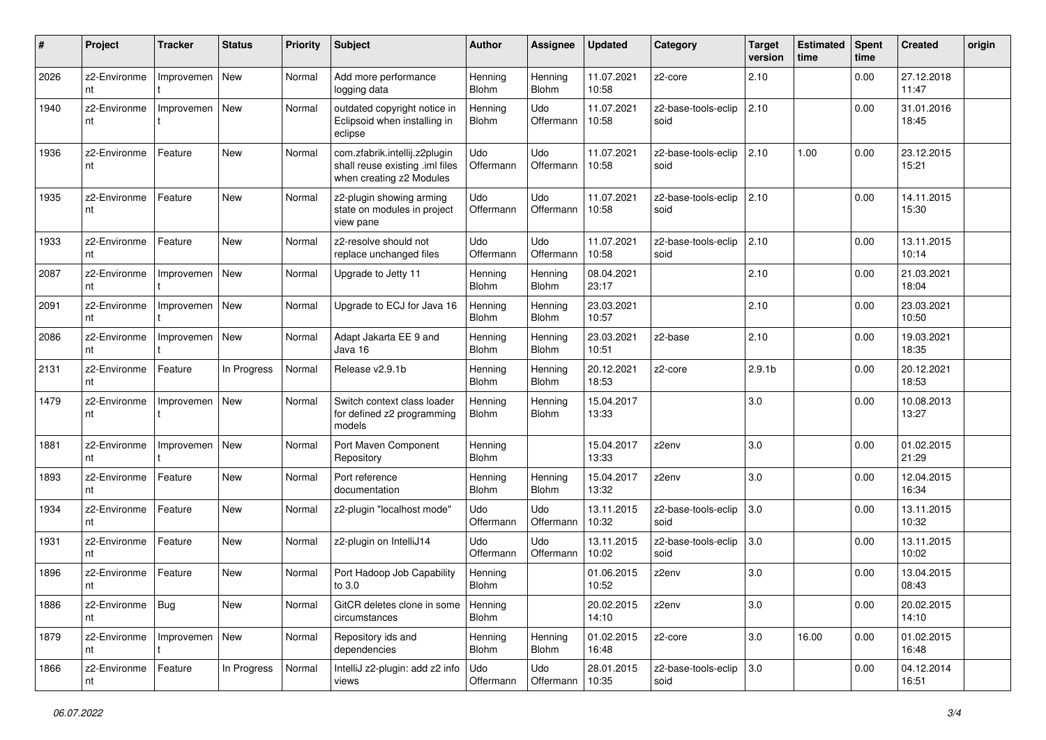| # | Project | Tracker | Status | Priority | Subject | Author | Assignee | Updated | Category | Target version | Estimated time | Spent time | Created | origin |
|---|---|---|---|---|---|---|---|---|---|---|---|---|---|---|
| 2026 | z2-Environment | Improvement | New | Normal | Add more performance logging data | Henning Blohm | Henning Blohm | 11.07.2021 10:58 | z2-core | 2.10 | | 0.00 | 27.12.2018 11:47 | |
| 1940 | z2-Environment | Improvement | New | Normal | outdated copyright notice in Eclipsoid when installing in eclipse | Henning Blohm | Udo Offermann | 11.07.2021 10:58 | z2-base-tools-eclipsoid | 2.10 | | 0.00 | 31.01.2016 18:45 | |
| 1936 | z2-Environment | Feature | New | Normal | com.zfabrik.intellij.z2plugin shall reuse existing .iml files when creating z2 Modules | Udo Offermann | Udo Offermann | 11.07.2021 10:58 | z2-base-tools-eclipsoid | 2.10 | 1.00 | 0.00 | 23.12.2015 15:21 | |
| 1935 | z2-Environment | Feature | New | Normal | z2-plugin showing arming state on modules in project view pane | Udo Offermann | Udo Offermann | 11.07.2021 10:58 | z2-base-tools-eclipsoid | 2.10 | | 0.00 | 14.11.2015 15:30 | |
| 1933 | z2-Environment | Feature | New | Normal | z2-resolve should not replace unchanged files | Udo Offermann | Udo Offermann | 11.07.2021 10:58 | z2-base-tools-eclipsoid | 2.10 | | 0.00 | 13.11.2015 10:14 | |
| 2087 | z2-Environment | Improvement | New | Normal | Upgrade to Jetty 11 | Henning Blohm | Henning Blohm | 08.04.2021 23:17 | | 2.10 | | 0.00 | 21.03.2021 18:04 | |
| 2091 | z2-Environment | Improvement | New | Normal | Upgrade to ECJ for Java 16 | Henning Blohm | Henning Blohm | 23.03.2021 10:57 | | 2.10 | | 0.00 | 23.03.2021 10:50 | |
| 2086 | z2-Environment | Improvement | New | Normal | Adapt Jakarta EE 9 and Java 16 | Henning Blohm | Henning Blohm | 23.03.2021 10:51 | z2-base | 2.10 | | 0.00 | 19.03.2021 18:35 | |
| 2131 | z2-Environment | Feature | In Progress | Normal | Release v2.9.1b | Henning Blohm | Henning Blohm | 20.12.2021 18:53 | z2-core | 2.9.1b | | 0.00 | 20.12.2021 18:53 | |
| 1479 | z2-Environment | Improvement | New | Normal | Switch context class loader for defined z2 programming models | Henning Blohm | Henning Blohm | 15.04.2017 13:33 | | 3.0 | | 0.00 | 10.08.2013 13:27 | |
| 1881 | z2-Environment | Improvement | New | Normal | Port Maven Component Repository | Henning Blohm | | 15.04.2017 13:33 | z2env | 3.0 | | 0.00 | 01.02.2015 21:29 | |
| 1893 | z2-Environment | Feature | New | Normal | Port reference documentation | Henning Blohm | Henning Blohm | 15.04.2017 13:32 | z2env | 3.0 | | 0.00 | 12.04.2015 16:34 | |
| 1934 | z2-Environment | Feature | New | Normal | z2-plugin "localhost mode" | Udo Offermann | Udo Offermann | 13.11.2015 10:32 | z2-base-tools-eclipsoid | 3.0 | | 0.00 | 13.11.2015 10:32 | |
| 1931 | z2-Environment | Feature | New | Normal | z2-plugin on IntelliJ14 | Udo Offermann | Udo Offermann | 13.11.2015 10:02 | z2-base-tools-eclipsoid | 3.0 | | 0.00 | 13.11.2015 10:02 | |
| 1896 | z2-Environment | Feature | New | Normal | Port Hadoop Job Capability to 3.0 | Henning Blohm | | 01.06.2015 10:52 | z2env | 3.0 | | 0.00 | 13.04.2015 08:43 | |
| 1886 | z2-Environment | Bug | New | Normal | GitCR deletes clone in some circumstances | Henning Blohm | | 20.02.2015 14:10 | z2env | 3.0 | | 0.00 | 20.02.2015 14:10 | |
| 1879 | z2-Environment | Improvement | New | Normal | Repository ids and dependencies | Henning Blohm | Henning Blohm | 01.02.2015 16:48 | z2-core | 3.0 | 16.00 | 0.00 | 01.02.2015 16:48 | |
| 1866 | z2-Environment | Feature | In Progress | Normal | IntelliJ z2-plugin: add z2 info views | Udo Offermann | Udo Offermann | 28.01.2015 10:35 | z2-base-tools-eclipsoid | 3.0 | | 0.00 | 04.12.2014 16:51 | |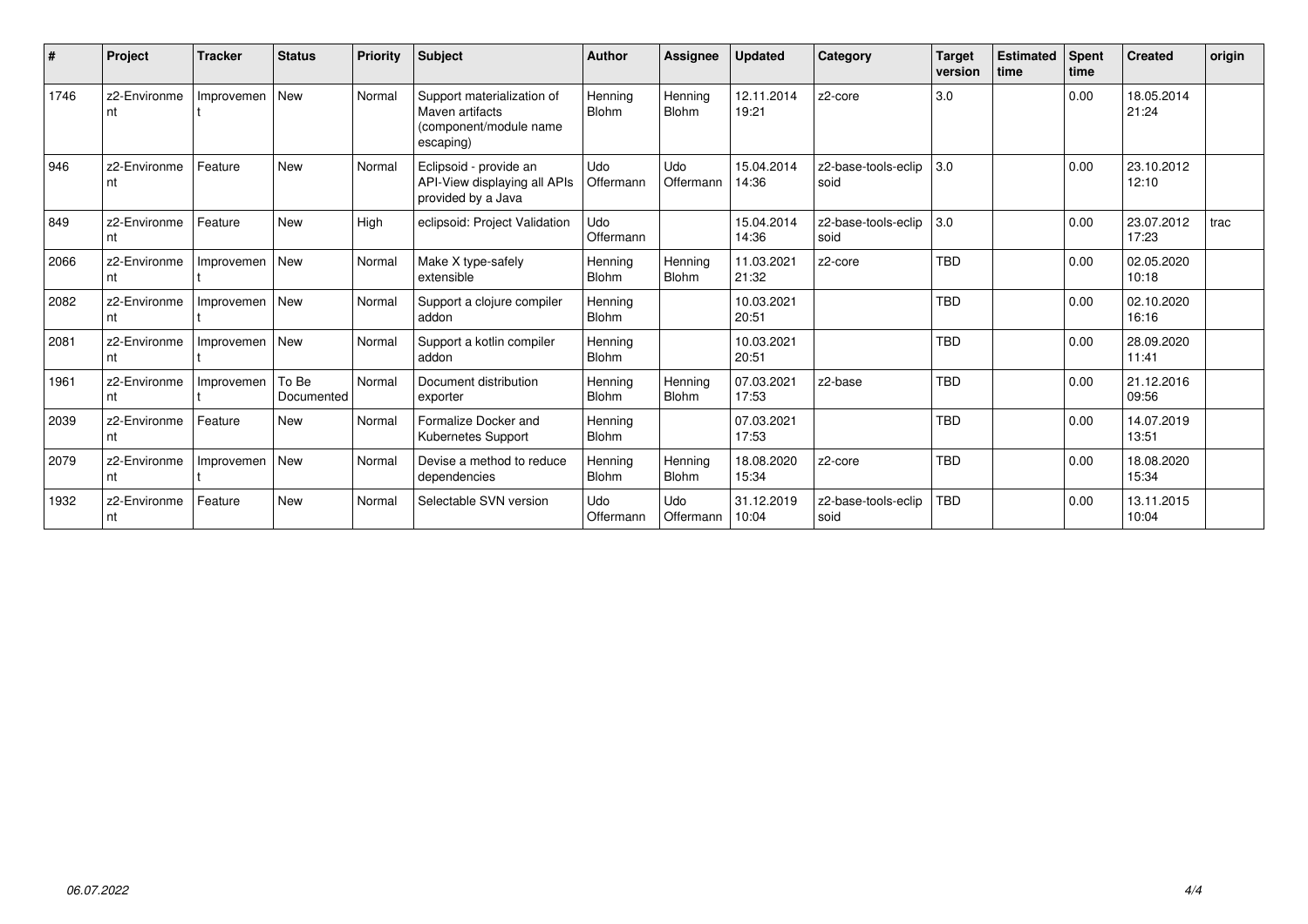| # | Project | Tracker | Status | Priority | Subject | Author | Assignee | Updated | Category | Target version | Estimated time | Spent time | Created | origin |
|---|---|---|---|---|---|---|---|---|---|---|---|---|---|---|
| 1746 | z2-Environment | Improvement | New | Normal | Support materialization of Maven artifacts (component/module name escaping) | Henning Blohm | Henning Blohm | 12.11.2014 19:21 | z2-core | 3.0 | | 0.00 | 18.05.2014 21:24 | |
| 946 | z2-Environment | Feature | New | Normal | Eclipsoid - provide an API-View displaying all APIs provided by a Java | Udo Offermann | Udo Offermann | 15.04.2014 14:36 | z2-base-tools-eclipsoid | 3.0 | | 0.00 | 23.10.2012 12:10 | |
| 849 | z2-Environment | Feature | New | High | eclipsoid: Project Validation | Udo Offermann | | 15.04.2014 14:36 | z2-base-tools-eclipsoid | 3.0 | | 0.00 | 23.07.2012 17:23 | trac |
| 2066 | z2-Environment | Improvement | New | Normal | Make X type-safely extensible | Henning Blohm | Henning Blohm | 11.03.2021 21:32 | z2-core | TBD | | 0.00 | 02.05.2020 10:18 | |
| 2082 | z2-Environment | Improvement | New | Normal | Support a clojure compiler addon | Henning Blohm | | 10.03.2021 20:51 | | TBD | | 0.00 | 02.10.2020 16:16 | |
| 2081 | z2-Environment | Improvement | New | Normal | Support a kotlin compiler addon | Henning Blohm | | 10.03.2021 20:51 | | TBD | | 0.00 | 28.09.2020 11:41 | |
| 1961 | z2-Environment | Improvement | To Be Documented | Normal | Document distribution exporter | Henning Blohm | Henning Blohm | 07.03.2021 17:53 | z2-base | TBD | | 0.00 | 21.12.2016 09:56 | |
| 2039 | z2-Environment | Feature | New | Normal | Formalize Docker and Kubernetes Support | Henning Blohm | | 07.03.2021 17:53 | | TBD | | 0.00 | 14.07.2019 13:51 | |
| 2079 | z2-Environment | Improvement | New | Normal | Devise a method to reduce dependencies | Henning Blohm | Henning Blohm | 18.08.2020 15:34 | z2-core | TBD | | 0.00 | 18.08.2020 15:34 | |
| 1932 | z2-Environment | Feature | New | Normal | Selectable SVN version | Udo Offermann | Udo Offermann | 31.12.2019 10:04 | z2-base-tools-eclipsoid | TBD | | 0.00 | 13.11.2015 10:04 | |